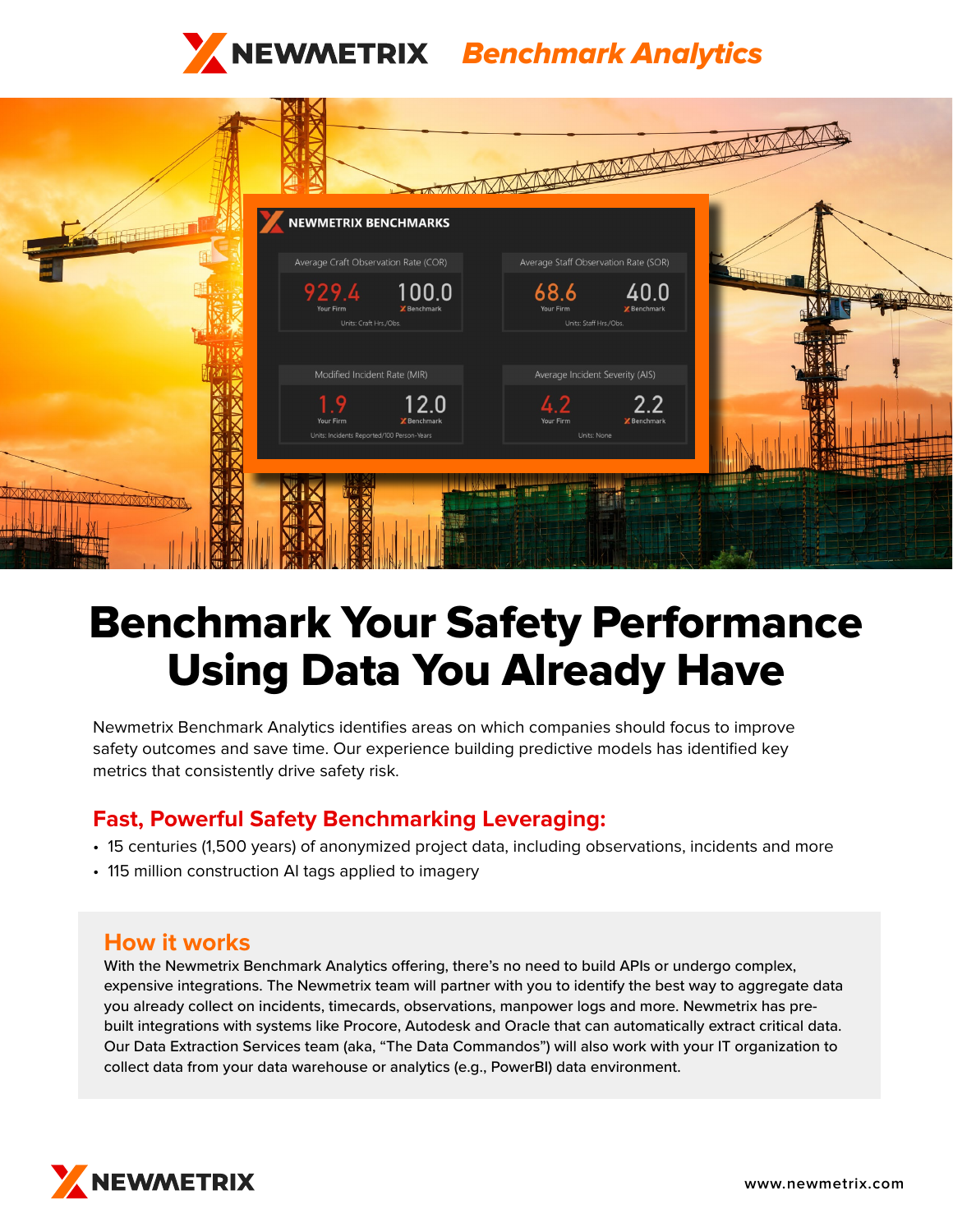# NEWMETRIX *Benchmark Analytics*

**NEWMETRIX BENCHMARKS**

| Average Craft Observation Rate (COR) | | Average Staff Observation Rate (SOR) | |
| --- | --- | --- | --- |
| 929.4 | 100.0 | 68.6 | 40.0 |
| Your Firm | Benchmark | Your Firm | Benchmark |
| Units: Craft Hrs./Obs. | | Units: Staff Hrs./Obs. | |

| Modified Incident Rate (MIR) | | Average Incident Severity (AIS) | |
| --- | --- | --- | --- |
| 1.9 | 12.0 | 4.2 | 2.2 |
| Your Firm | Benchmark | Your Firm | Benchmark |
| Units: Incidents Reported/100 Person-Years | | Units: None | |

# Benchmark Your Safety Performance Using Data You Already Have

Newmetrix Benchmark Analytics identifies areas on which companies should focus to improve safety outcomes and save time. Our experience building predictive models has identified key metrics that consistently drive safety risk.

## Fast, Powerful Safety Benchmarking Leveraging:

- 15 centuries (1,500 years) of anonymized project data, including observations, incidents and more
- 115 million construction AI tags applied to imagery

## How it works

With the Newmetrix Benchmark Analytics offering, there's no need to build APIs or undergo complex, expensive integrations. The Newmetrix team will partner with you to identify the best way to aggregate data you already collect on incidents, timecards, observations, manpower logs and more. Newmetrix has pre-built integrations with systems like Procore, Autodesk and Oracle that can automatically extract critical data. Our Data Extraction Services team (aka, "The Data Commandos") will also work with your IT organization to collect data from your data warehouse or analytics (e.g., PowerBI) data environment.

NEWMETRIX

www.newmetrix.com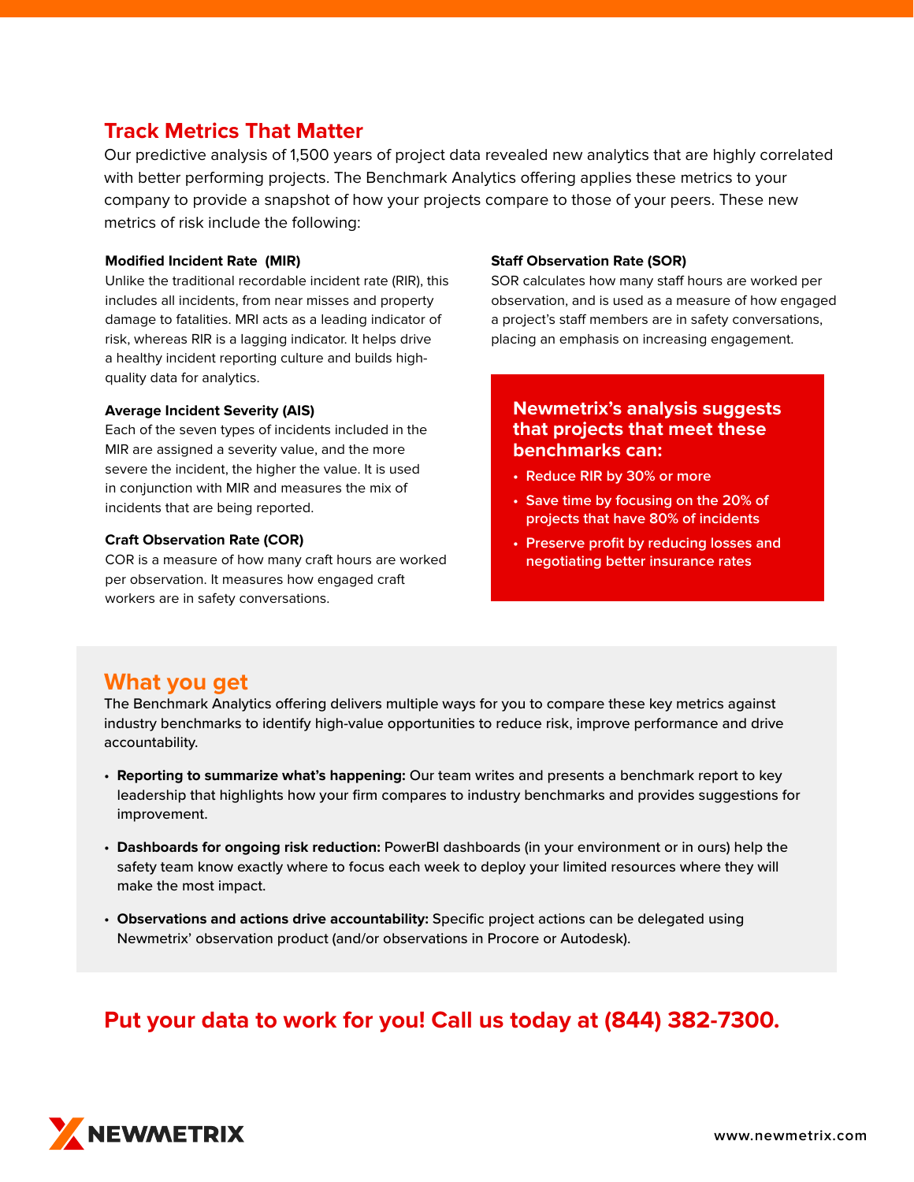## Track Metrics That Matter

Our predictive analysis of 1,500 years of project data revealed new analytics that are highly correlated with better performing projects. The Benchmark Analytics offering applies these metrics to your company to provide a snapshot of how your projects compare to those of your peers. These new metrics of risk include the following:

**Modified Incident Rate (MIR)**

Unlike the traditional recordable incident rate (RIR), this includes all incidents, from near misses and property damage to fatalities. MRI acts as a leading indicator of risk, whereas RIR is a lagging indicator. It helps drive a healthy incident reporting culture and builds high-quality data for analytics.

**Average Incident Severity (AIS)**

Each of the seven types of incidents included in the MIR are assigned a severity value, and the more severe the incident, the higher the value. It is used in conjunction with MIR and measures the mix of incidents that are being reported.

**Craft Observation Rate (COR)**

COR is a measure of how many craft hours are worked per observation. It measures how engaged craft workers are in safety conversations.

**Staff Observation Rate (SOR)**

SOR calculates how many staff hours are worked per observation, and is used as a measure of how engaged a project's staff members are in safety conversations, placing an emphasis on increasing engagement.

**Newmetrix's analysis suggests that projects that meet these benchmarks can:**

- Reduce RIR by 30% or more
- Save time by focusing on the 20% of projects that have 80% of incidents
- Preserve profit by reducing losses and negotiating better insurance rates

## What you get

The Benchmark Analytics offering delivers multiple ways for you to compare these key metrics against industry benchmarks to identify high-value opportunities to reduce risk, improve performance and drive accountability.

- **Reporting to summarize what's happening:** Our team writes and presents a benchmark report to key leadership that highlights how your firm compares to industry benchmarks and provides suggestions for improvement.
- **Dashboards for ongoing risk reduction:** PowerBI dashboards (in your environment or in ours) help the safety team know exactly where to focus each week to deploy your limited resources where they will make the most impact.
- **Observations and actions drive accountability:** Specific project actions can be delegated using Newmetrix' observation product (and/or observations in Procore or Autodesk).

## Put your data to work for you! Call us today at (844) 382-7300.

NEWMETRIX

www.newmetrix.com